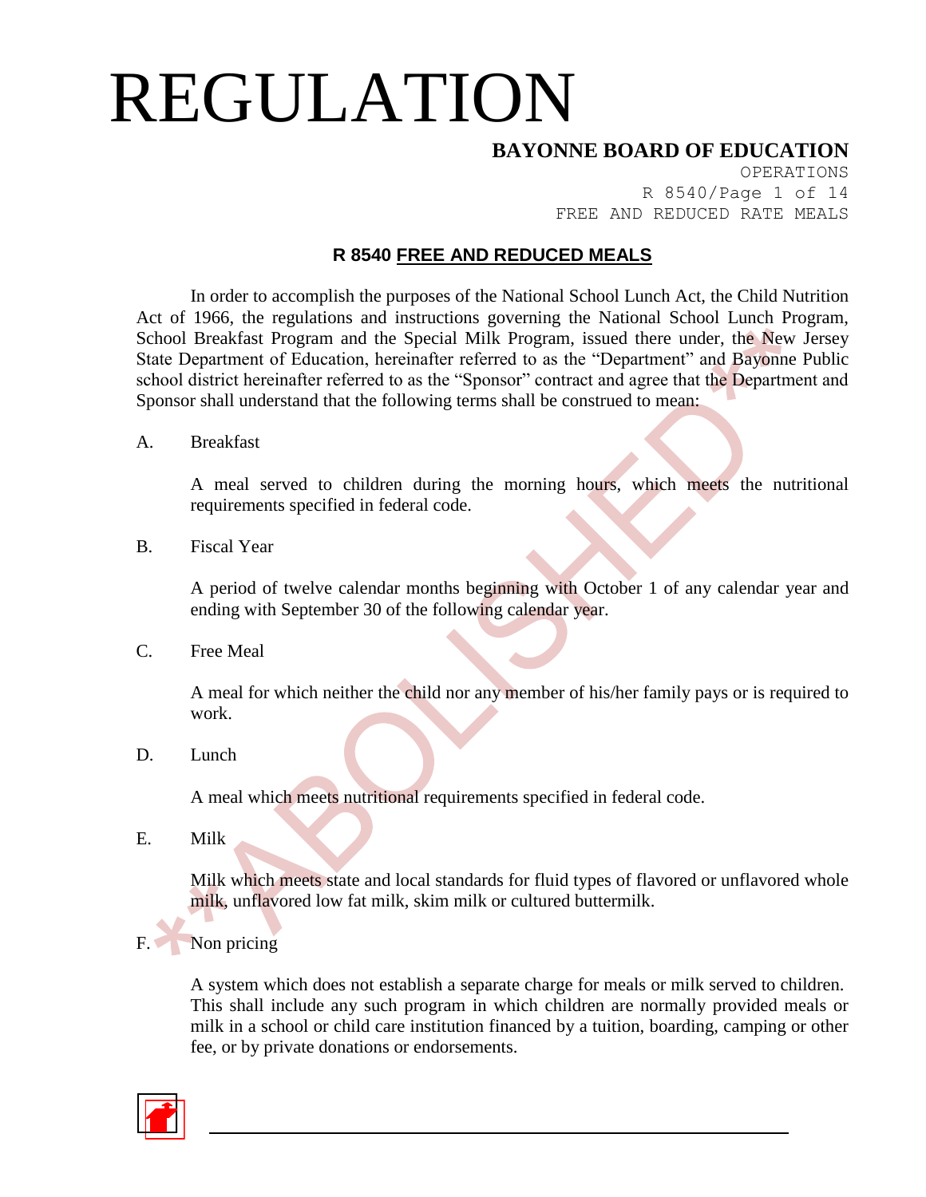# REGULATION

**BAYONNE BOARD OF EDUCATION**

OPERATIONS
R 8540/Page 1 of 14
FREE AND REDUCED RATE MEALS

## R 8540 FREE AND REDUCED MEALS

In order to accomplish the purposes of the National School Lunch Act, the Child Nutrition Act of 1966, the regulations and instructions governing the National School Lunch Program, School Breakfast Program and the Special Milk Program, issued there under, the New Jersey State Department of Education, hereinafter referred to as the "Department" and Bayonne Public school district hereinafter referred to as the "Sponsor" contract and agree that the Department and Sponsor shall understand that the following terms shall be construed to mean:

A. Breakfast

A meal served to children during the morning hours, which meets the nutritional requirements specified in federal code.

B. Fiscal Year

A period of twelve calendar months beginning with October 1 of any calendar year and ending with September 30 of the following calendar year.

C. Free Meal

A meal for which neither the child nor any member of his/her family pays or is required to work.

D. Lunch

A meal which meets nutritional requirements specified in federal code.

E. Milk

Milk which meets state and local standards for fluid types of flavored or unflavored whole milk, unflavored low fat milk, skim milk or cultured buttermilk.

F. Non pricing

A system which does not establish a separate charge for meals or milk served to children. This shall include any such program in which children are normally provided meals or milk in a school or child care institution financed by a tuition, boarding, camping or other fee, or by private donations or endorsements.

**ABOLISHED**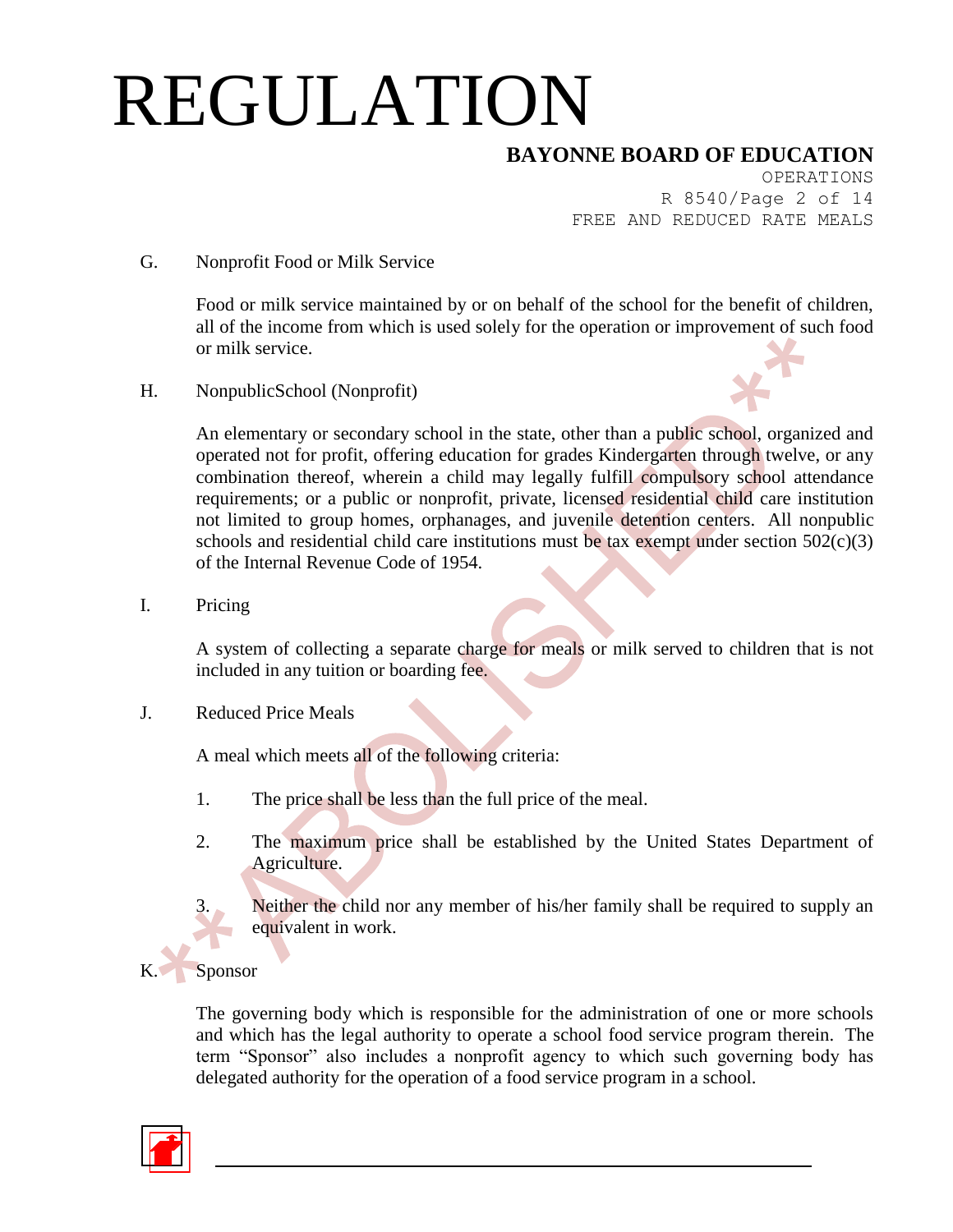G. Nonprofit Food or Milk Service

Food or milk service maintained by or on behalf of the school for the benefit of children, all of the income from which is used solely for the operation or improvement of such food or milk service.

H. NonpublicSchool (Nonprofit)

An elementary or secondary school in the state, other than a public school, organized and operated not for profit, offering education for grades Kindergarten through twelve, or any combination thereof, wherein a child may legally fulfill compulsory school attendance requirements; or a public or nonprofit, private, licensed residential child care institution not limited to group homes, orphanages, and juvenile detention centers. All nonpublic schools and residential child care institutions must be tax exempt under section 502(c)(3) of the Internal Revenue Code of 1954.

I. Pricing

A system of collecting a separate charge for meals or milk served to children that is not included in any tuition or boarding fee.

J. Reduced Price Meals

A meal which meets all of the following criteria:

1. The price shall be less than the full price of the meal.
2. The maximum price shall be established by the United States Department of Agriculture.
3. Neither the child nor any member of his/her family shall be required to supply an equivalent in work.

K. Sponsor

The governing body which is responsible for the administration of one or more schools and which has the legal authority to operate a school food service program therein. The term "Sponsor" also includes a nonprofit agency to which such governing body has delegated authority for the operation of a food service program in a school.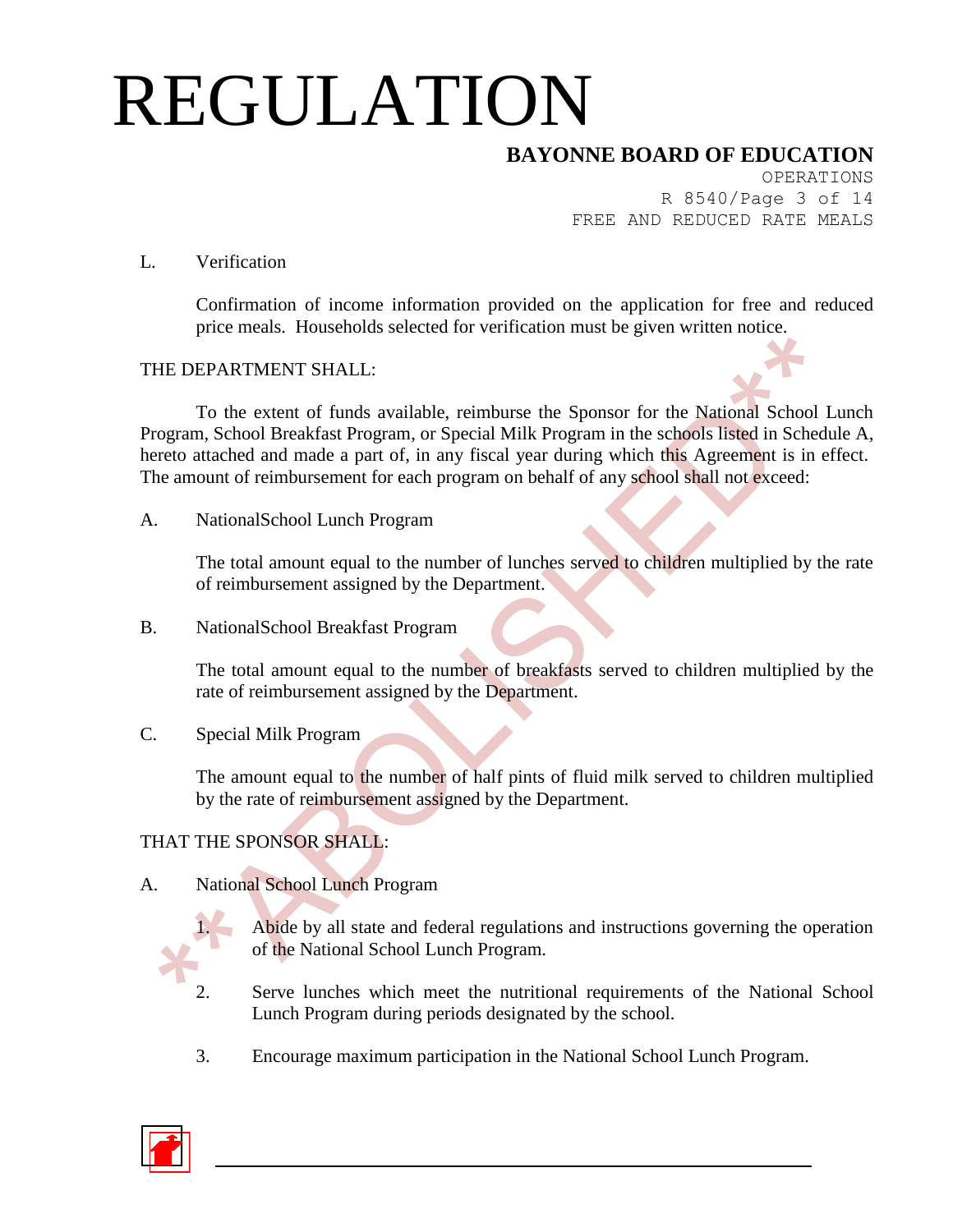L. Verification

Confirmation of income information provided on the application for free and reduced price meals. Households selected for verification must be given written notice.

THE DEPARTMENT SHALL:

To the extent of funds available, reimburse the Sponsor for the National School Lunch Program, School Breakfast Program, or Special Milk Program in the schools listed in Schedule A, hereto attached and made a part of, in any fiscal year during which this Agreement is in effect. The amount of reimbursement for each program on behalf of any school shall not exceed:

A. NationalSchool Lunch Program

The total amount equal to the number of lunches served to children multiplied by the rate of reimbursement assigned by the Department.

B. NationalSchool Breakfast Program

The total amount equal to the number of breakfasts served to children multiplied by the rate of reimbursement assigned by the Department.

C. Special Milk Program

The amount equal to the number of half pints of fluid milk served to children multiplied by the rate of reimbursement assigned by the Department.

THAT THE SPONSOR SHALL:

A. National School Lunch Program

1. Abide by all state and federal regulations and instructions governing the operation of the National School Lunch Program.

2. Serve lunches which meet the nutritional requirements of the National School Lunch Program during periods designated by the school.

3. Encourage maximum participation in the National School Lunch Program.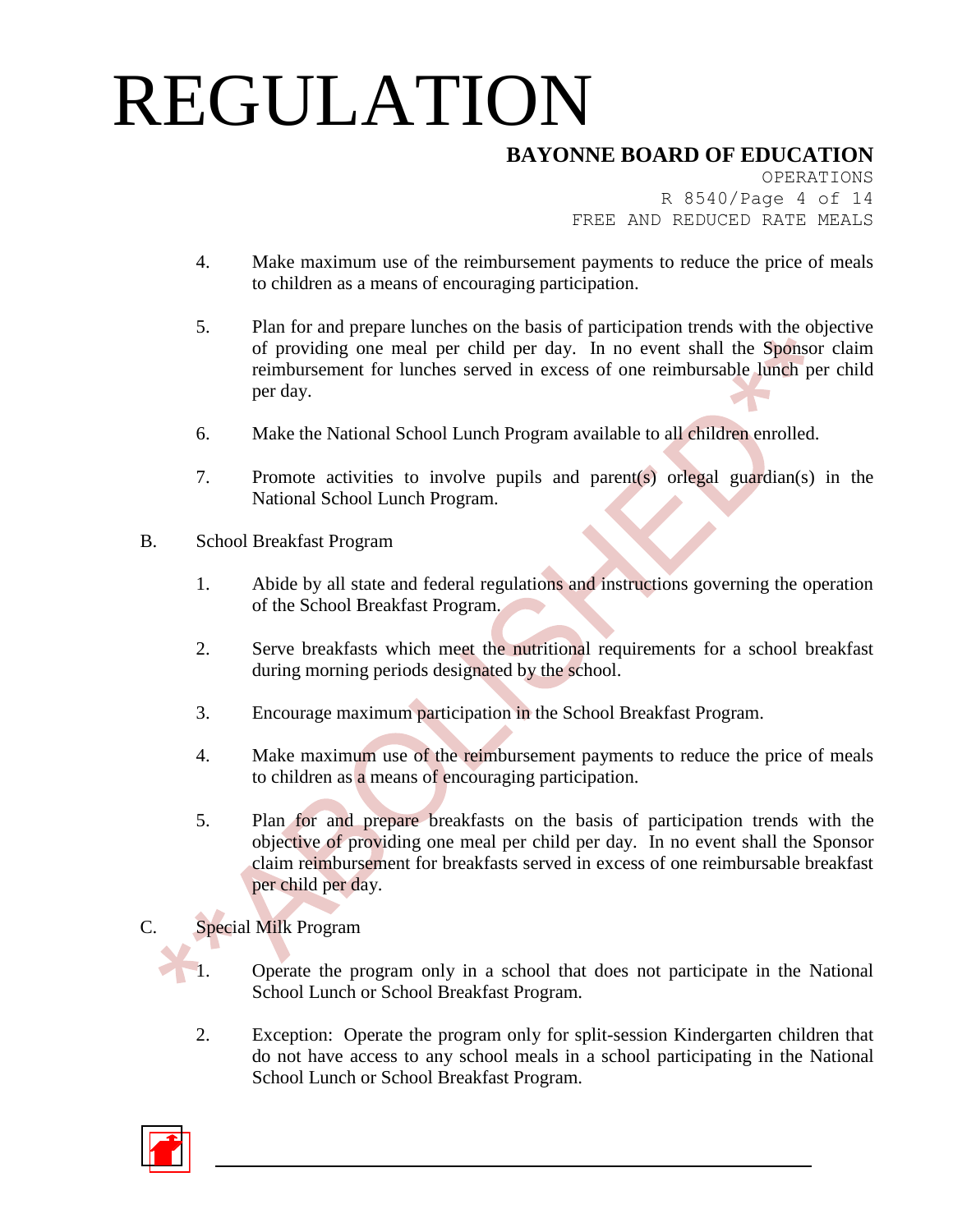4. Make maximum use of the reimbursement payments to reduce the price of meals to children as a means of encouraging participation.

5. Plan for and prepare lunches on the basis of participation trends with the objective of providing one meal per child per day. In no event shall the Sponsor claim reimbursement for lunches served in excess of one reimbursable lunch per child per day.

6. Make the National School Lunch Program available to all children enrolled.

7. Promote activities to involve pupils and parent(s) orlegal guardian(s) in the National School Lunch Program.

B. School Breakfast Program

1. Abide by all state and federal regulations and instructions governing the operation of the School Breakfast Program.

2. Serve breakfasts which meet the nutritional requirements for a school breakfast during morning periods designated by the school.

3. Encourage maximum participation in the School Breakfast Program.

4. Make maximum use of the reimbursement payments to reduce the price of meals to children as a means of encouraging participation.

5. Plan for and prepare breakfasts on the basis of participation trends with the objective of providing one meal per child per day. In no event shall the Sponsor claim reimbursement for breakfasts served in excess of one reimbursable breakfast per child per day.

C. Special Milk Program

1. Operate the program only in a school that does not participate in the National School Lunch or School Breakfast Program.

2. Exception: Operate the program only for split-session Kindergarten children that do not have access to any school meals in a school participating in the National School Lunch or School Breakfast Program.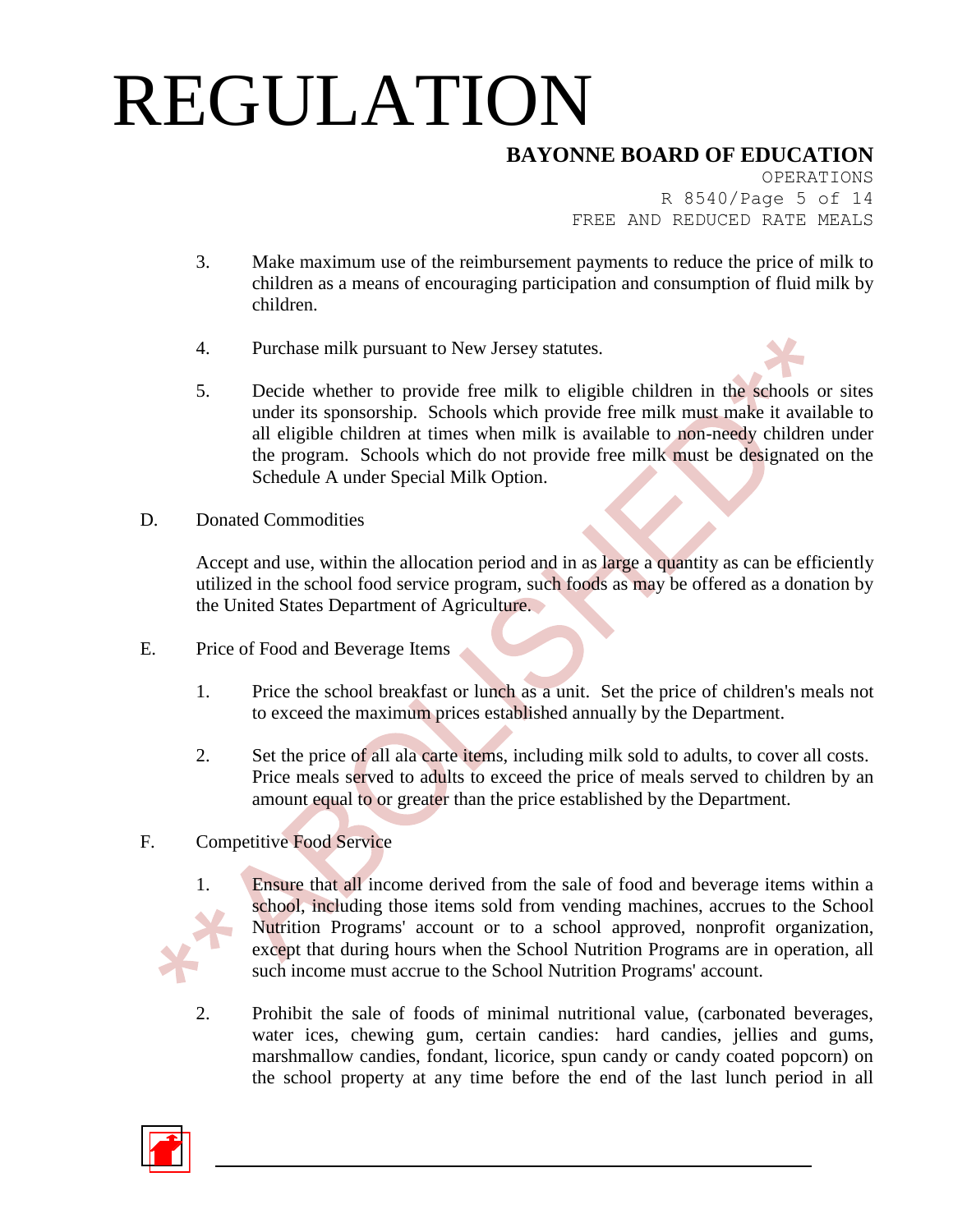3. Make maximum use of the reimbursement payments to reduce the price of milk to children as a means of encouraging participation and consumption of fluid milk by children.

4. Purchase milk pursuant to New Jersey statutes.

5. Decide whether to provide free milk to eligible children in the schools or sites under its sponsorship. Schools which provide free milk must make it available to all eligible children at times when milk is available to non-needy children under the program. Schools which do not provide free milk must be designated on the Schedule A under Special Milk Option.

D. Donated Commodities

Accept and use, within the allocation period and in as large a quantity as can be efficiently utilized in the school food service program, such foods as may be offered as a donation by the United States Department of Agriculture.

E. Price of Food and Beverage Items

1. Price the school breakfast or lunch as a unit. Set the price of children's meals not to exceed the maximum prices established annually by the Department.

2. Set the price of all ala carte items, including milk sold to adults, to cover all costs. Price meals served to adults to exceed the price of meals served to children by an amount equal to or greater than the price established by the Department.

F. Competitive Food Service

1. Ensure that all income derived from the sale of food and beverage items within a school, including those items sold from vending machines, accrues to the School Nutrition Programs' account or to a school approved, nonprofit organization, except that during hours when the School Nutrition Programs are in operation, all such income must accrue to the School Nutrition Programs' account.

2. Prohibit the sale of foods of minimal nutritional value, (carbonated beverages, water ices, chewing gum, certain candies: hard candies, jellies and gums, marshmallow candies, fondant, licorice, spun candy or candy coated popcorn) on the school property at any time before the end of the last lunch period in all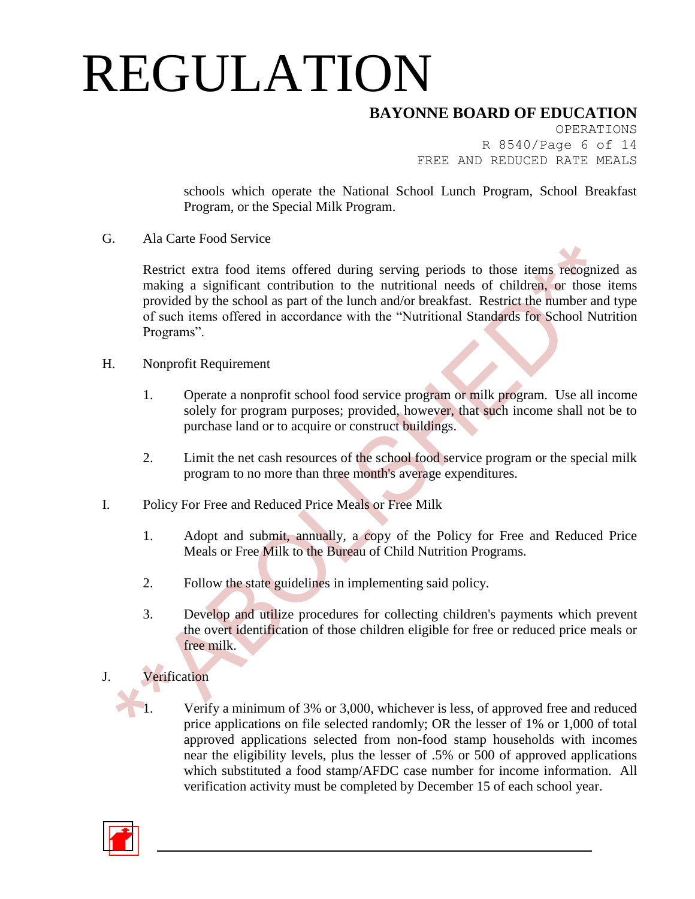schools which operate the National School Lunch Program, School Breakfast Program, or the Special Milk Program.

G. Ala Carte Food Service

Restrict extra food items offered during serving periods to those items recognized as making a significant contribution to the nutritional needs of children, or those items provided by the school as part of the lunch and/or breakfast. Restrict the number and type of such items offered in accordance with the "Nutritional Standards for School Nutrition Programs".

H. Nonprofit Requirement

1. Operate a nonprofit school food service program or milk program. Use all income solely for program purposes; provided, however, that such income shall not be to purchase land or to acquire or construct buildings.

2. Limit the net cash resources of the school food service program or the special milk program to no more than three month's average expenditures.

I. Policy For Free and Reduced Price Meals or Free Milk

1. Adopt and submit, annually, a copy of the Policy for Free and Reduced Price Meals or Free Milk to the Bureau of Child Nutrition Programs.

2. Follow the state guidelines in implementing said policy.

3. Develop and utilize procedures for collecting children's payments which prevent the overt identification of those children eligible for free or reduced price meals or free milk.

J. Verification

1. Verify a minimum of 3% or 3,000, whichever is less, of approved free and reduced price applications on file selected randomly; OR the lesser of 1% or 1,000 of total approved applications selected from non-food stamp households with incomes near the eligibility levels, plus the lesser of .5% or 500 of approved applications which substituted a food stamp/AFDC case number for income information. All verification activity must be completed by December 15 of each school year.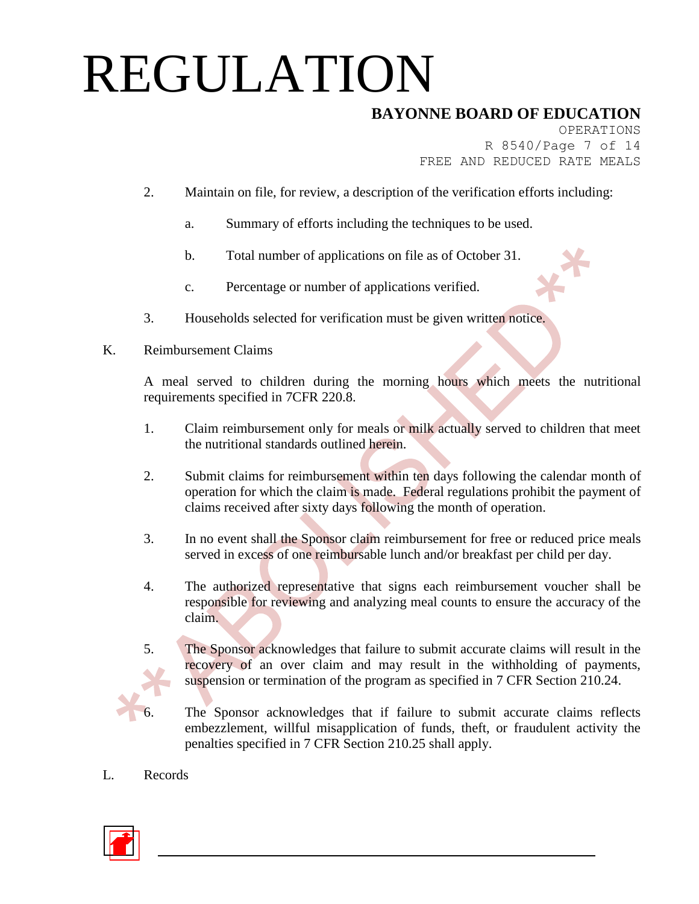2. Maintain on file, for review, a description of the verification efforts including:

   a. Summary of efforts including the techniques to be used.

   b. Total number of applications on file as of October 31.

   c. Percentage or number of applications verified.

3. Households selected for verification must be given written notice.

K. Reimbursement Claims

A meal served to children during the morning hours which meets the nutritional requirements specified in 7CFR 220.8.

1. Claim reimbursement only for meals or milk actually served to children that meet the nutritional standards outlined herein.

2. Submit claims for reimbursement within ten days following the calendar month of operation for which the claim is made. Federal regulations prohibit the payment of claims received after sixty days following the month of operation.

3. In no event shall the Sponsor claim reimbursement for free or reduced price meals served in excess of one reimbursable lunch and/or breakfast per child per day.

4. The authorized representative that signs each reimbursement voucher shall be responsible for reviewing and analyzing meal counts to ensure the accuracy of the claim.

5. The Sponsor acknowledges that failure to submit accurate claims will result in the recovery of an over claim and may result in the withholding of payments, suspension or termination of the program as specified in 7 CFR Section 210.24.

6. The Sponsor acknowledges that if failure to submit accurate claims reflects embezzlement, willful misapplication of funds, theft, or fraudulent activity the penalties specified in 7 CFR Section 210.25 shall apply.

L. Records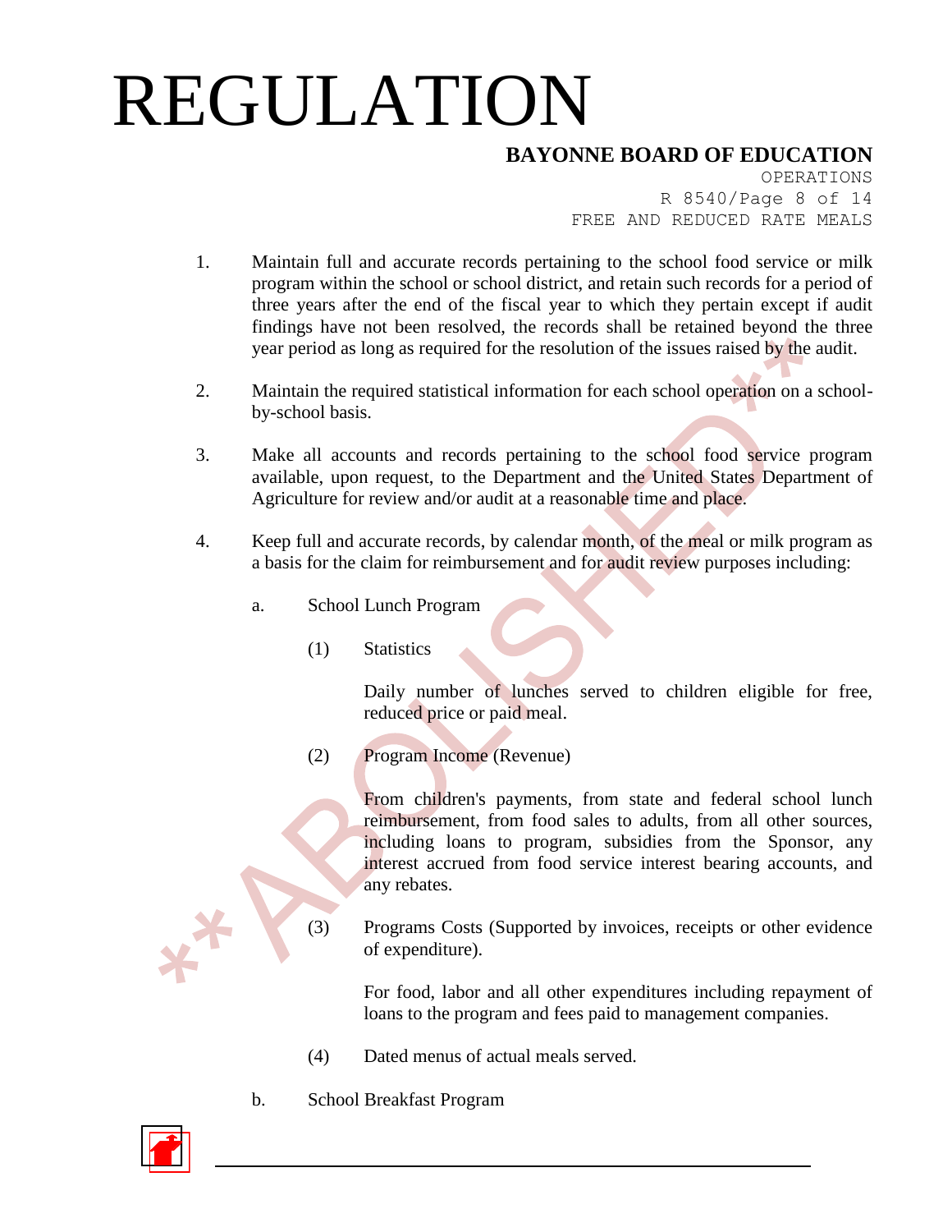1. Maintain full and accurate records pertaining to the school food service or milk program within the school or school district, and retain such records for a period of three years after the end of the fiscal year to which they pertain except if audit findings have not been resolved, the records shall be retained beyond the three year period as long as required for the resolution of the issues raised by the audit.

2. Maintain the required statistical information for each school operation on a school-by-school basis.

3. Make all accounts and records pertaining to the school food service program available, upon request, to the Department and the United States Department of Agriculture for review and/or audit at a reasonable time and place.

4. Keep full and accurate records, by calendar month, of the meal or milk program as a basis for the claim for reimbursement and for audit review purposes including:

   a. School Lunch Program

      (1) Statistics

      Daily number of lunches served to children eligible for free, reduced price or paid meal.

      (2) Program Income (Revenue)

      From children's payments, from state and federal school lunch reimbursement, from food sales to adults, from all other sources, including loans to program, subsidies from the Sponsor, any interest accrued from food service interest bearing accounts, and any rebates.

      (3) Programs Costs (Supported by invoices, receipts or other evidence of expenditure).

      For food, labor and all other expenditures including repayment of loans to the program and fees paid to management companies.

      (4) Dated menus of actual meals served.

   b. School Breakfast Program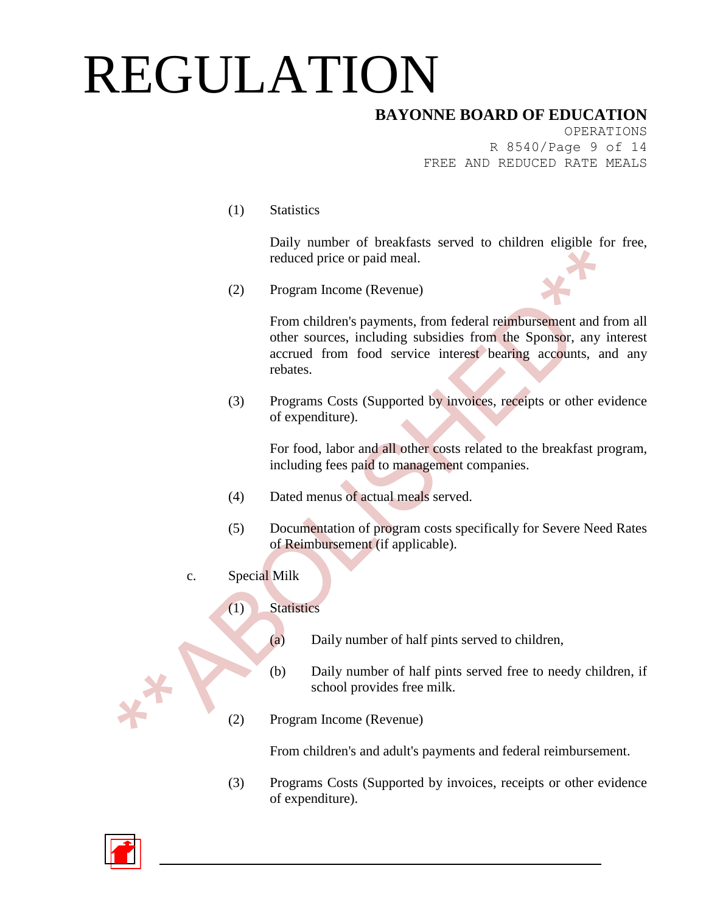(1) Statistics

Daily number of breakfasts served to children eligible for free, reduced price or paid meal.

(2) Program Income (Revenue)

From children's payments, from federal reimbursement and from all other sources, including subsidies from the Sponsor, any interest accrued from food service interest bearing accounts, and any rebates.

(3) Programs Costs (Supported by invoices, receipts or other evidence of expenditure).

For food, labor and all other costs related to the breakfast program, including fees paid to management companies.

(4) Dated menus of actual meals served.

(5) Documentation of program costs specifically for Severe Need Rates of Reimbursement (if applicable).

c. Special Milk

(1) Statistics

(a) Daily number of half pints served to children,

(b) Daily number of half pints served free to needy children, if school provides free milk.

(2) Program Income (Revenue)

From children's and adult's payments and federal reimbursement.

(3) Programs Costs (Supported by invoices, receipts or other evidence of expenditure).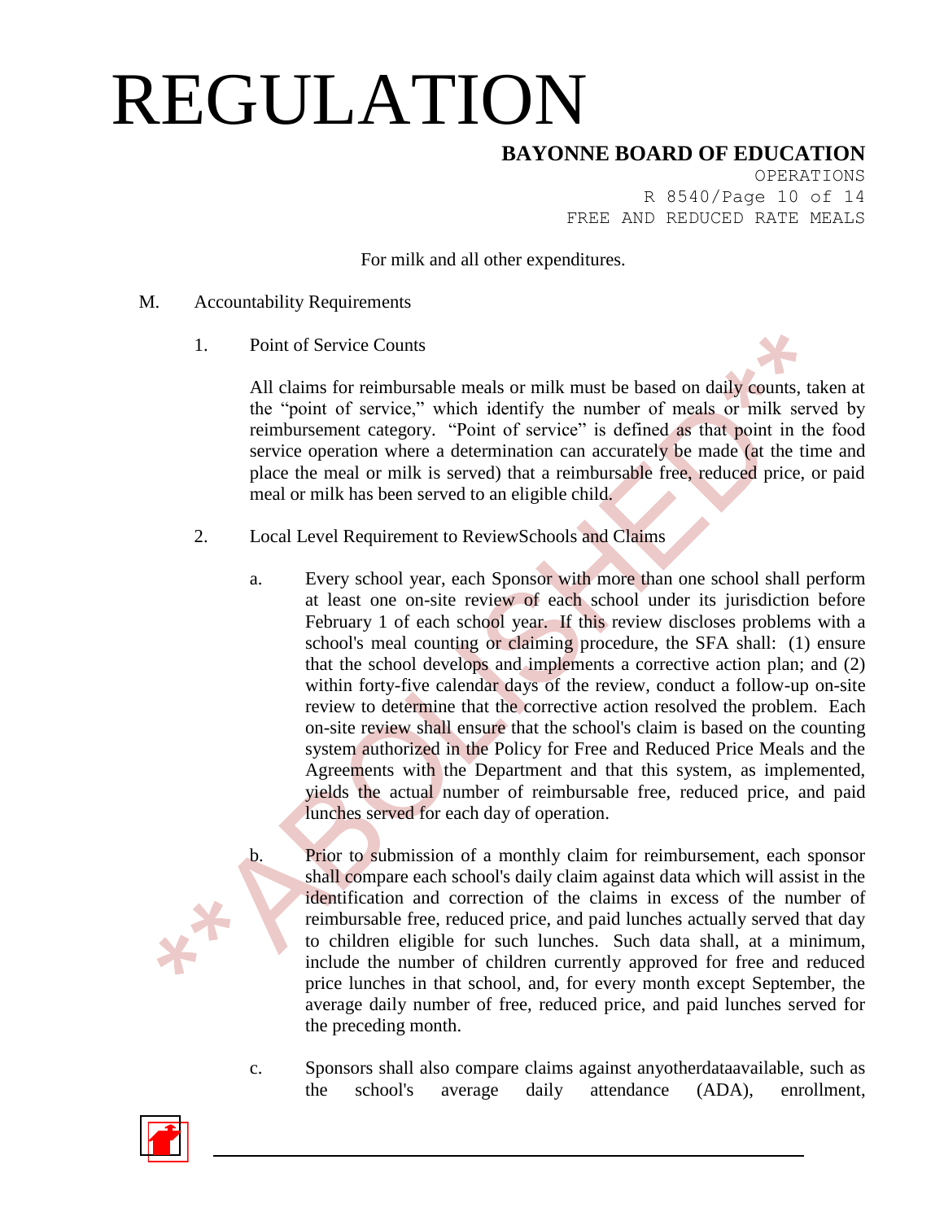For milk and all other expenditures.

M. Accountability Requirements

1. Point of Service Counts

   All claims for reimbursable meals or milk must be based on daily counts, taken at the "point of service," which identify the number of meals or milk served by reimbursement category. "Point of service" is defined as that point in the food service operation where a determination can accurately be made (at the time and place the meal or milk is served) that a reimbursable free, reduced price, or paid meal or milk has been served to an eligible child.

2. Local Level Requirement to ReviewSchools and Claims

   a. Every school year, each Sponsor with more than one school shall perform at least one on-site review of each school under its jurisdiction before February 1 of each school year. If this review discloses problems with a school's meal counting or claiming procedure, the SFA shall: (1) ensure that the school develops and implements a corrective action plan; and (2) within forty-five calendar days of the review, conduct a follow-up on-site review to determine that the corrective action resolved the problem. Each on-site review shall ensure that the school's claim is based on the counting system authorized in the Policy for Free and Reduced Price Meals and the Agreements with the Department and that this system, as implemented, yields the actual number of reimbursable free, reduced price, and paid lunches served for each day of operation.

   b. Prior to submission of a monthly claim for reimbursement, each sponsor shall compare each school's daily claim against data which will assist in the identification and correction of the claims in excess of the number of reimbursable free, reduced price, and paid lunches actually served that day to children eligible for such lunches. Such data shall, at a minimum, include the number of children currently approved for free and reduced price lunches in that school, and, for every month except September, the average daily number of free, reduced price, and paid lunches served for the preceding month.

   c. Sponsors shall also compare claims against anyotherdataavailable, such as the school's average daily attendance (ADA), enrollment,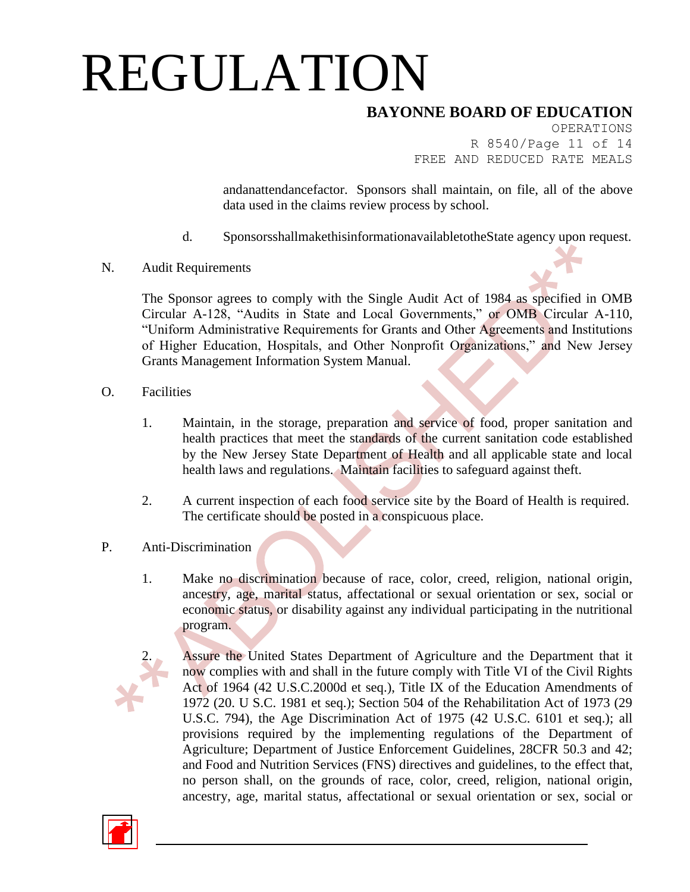andanattendancefactor. Sponsors shall maintain, on file, all of the above data used in the claims review process by school.

d. SponsorsshallmakethisinformationavailabletotheState agency upon request.

N. Audit Requirements

The Sponsor agrees to comply with the Single Audit Act of 1984 as specified in OMB Circular A-128, "Audits in State and Local Governments," or OMB Circular A-110, "Uniform Administrative Requirements for Grants and Other Agreements and Institutions of Higher Education, Hospitals, and Other Nonprofit Organizations," and New Jersey Grants Management Information System Manual.

O. Facilities

1. Maintain, in the storage, preparation and service of food, proper sanitation and health practices that meet the standards of the current sanitation code established by the New Jersey State Department of Health and all applicable state and local health laws and regulations. Maintain facilities to safeguard against theft.

2. A current inspection of each food service site by the Board of Health is required. The certificate should be posted in a conspicuous place.

P. Anti-Discrimination

1. Make no discrimination because of race, color, creed, religion, national origin, ancestry, age, marital status, affectational or sexual orientation or sex, social or economic status, or disability against any individual participating in the nutritional program.

2. Assure the United States Department of Agriculture and the Department that it now complies with and shall in the future comply with Title VI of the Civil Rights Act of 1964 (42 U.S.C.2000d et seq.), Title IX of the Education Amendments of 1972 (20. U S.C. 1981 et seq.); Section 504 of the Rehabilitation Act of 1973 (29 U.S.C. 794), the Age Discrimination Act of 1975 (42 U.S.C. 6101 et seq.); all provisions required by the implementing regulations of the Department of Agriculture; Department of Justice Enforcement Guidelines, 28CFR 50.3 and 42; and Food and Nutrition Services (FNS) directives and guidelines, to the effect that, no person shall, on the grounds of race, color, creed, religion, national origin, ancestry, age, marital status, affectational or sexual orientation or sex, social or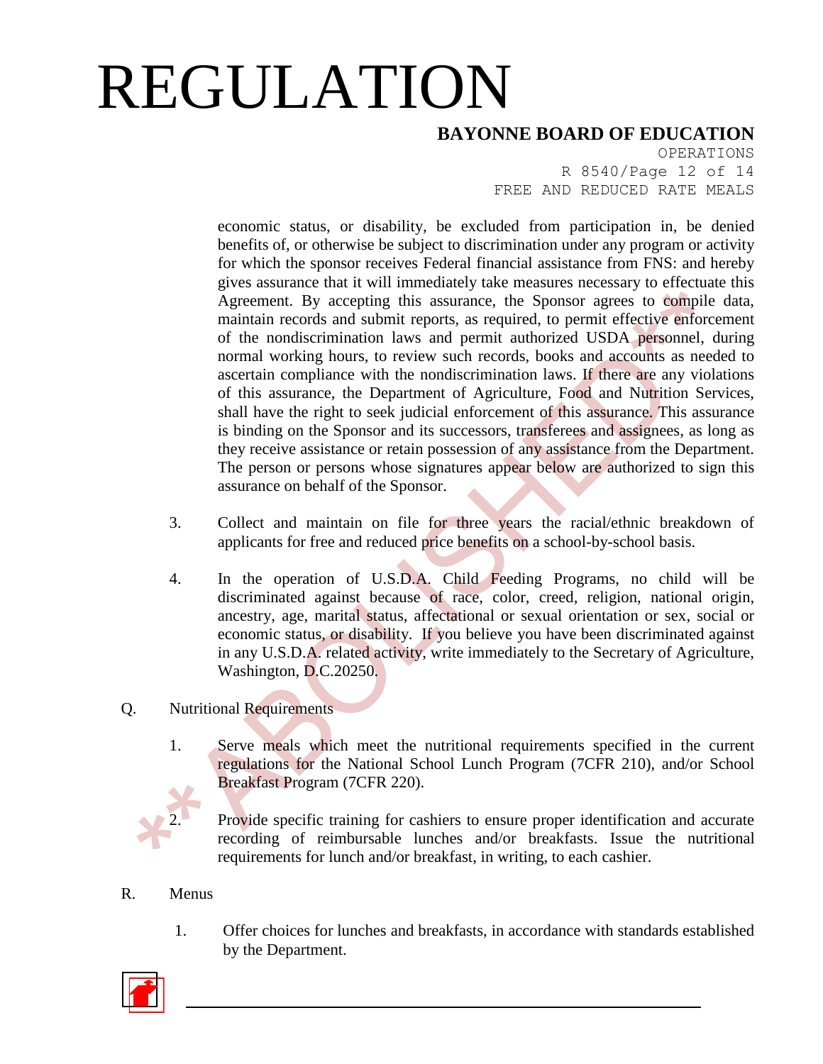economic status, or disability, be excluded from participation in, be denied benefits of, or otherwise be subject to discrimination under any program or activity for which the sponsor receives Federal financial assistance from FNS: and hereby gives assurance that it will immediately take measures necessary to effectuate this Agreement. By accepting this assurance, the Sponsor agrees to compile data, maintain records and submit reports, as required, to permit effective enforcement of the nondiscrimination laws and permit authorized USDA personnel, during normal working hours, to review such records, books and accounts as needed to ascertain compliance with the nondiscrimination laws. If there are any violations of this assurance, the Department of Agriculture, Food and Nutrition Services, shall have the right to seek judicial enforcement of this assurance. This assurance is binding on the Sponsor and its successors, transferees and assignees, as long as they receive assistance or retain possession of any assistance from the Department. The person or persons whose signatures appear below are authorized to sign this assurance on behalf of the Sponsor.

3. Collect and maintain on file for three years the racial/ethnic breakdown of applicants for free and reduced price benefits on a school-by-school basis.

4. In the operation of U.S.D.A. Child Feeding Programs, no child will be discriminated against because of race, color, creed, religion, national origin, ancestry, age, marital status, affectational or sexual orientation or sex, social or economic status, or disability. If you believe you have been discriminated against in any U.S.D.A. related activity, write immediately to the Secretary of Agriculture, Washington, D.C.20250.

Q. Nutritional Requirements

1. Serve meals which meet the nutritional requirements specified in the current regulations for the National School Lunch Program (7CFR 210), and/or School Breakfast Program (7CFR 220).

2. Provide specific training for cashiers to ensure proper identification and accurate recording of reimbursable lunches and/or breakfasts. Issue the nutritional requirements for lunch and/or breakfast, in writing, to each cashier.

R. Menus

1. Offer choices for lunches and breakfasts, in accordance with standards established by the Department.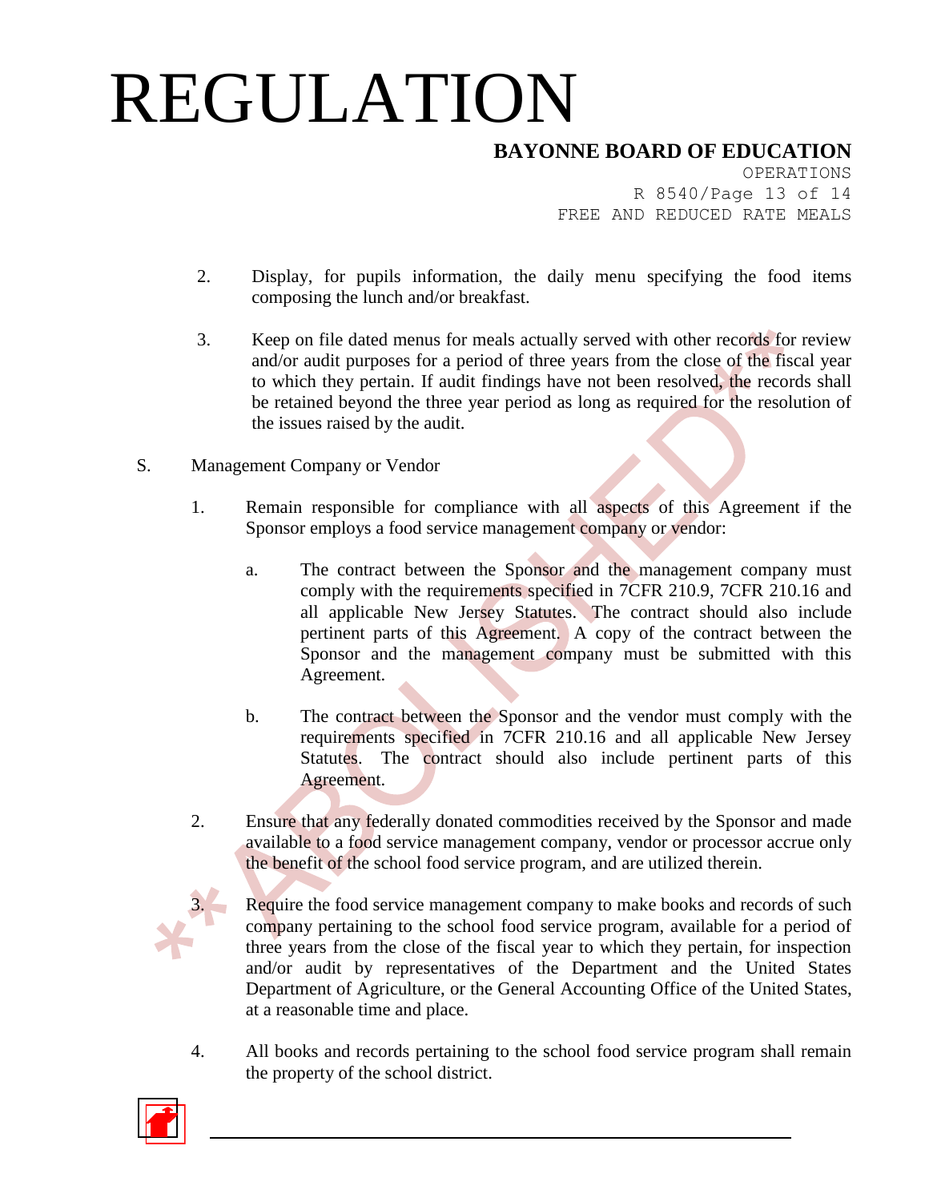2. Display, for pupils information, the daily menu specifying the food items composing the lunch and/or breakfast.

3. Keep on file dated menus for meals actually served with other records for review and/or audit purposes for a period of three years from the close of the fiscal year to which they pertain. If audit findings have not been resolved, the records shall be retained beyond the three year period as long as required for the resolution of the issues raised by the audit.

S. Management Company or Vendor

1. Remain responsible for compliance with all aspects of this Agreement if the Sponsor employs a food service management company or vendor:

   a. The contract between the Sponsor and the management company must comply with the requirements specified in 7CFR 210.9, 7CFR 210.16 and all applicable New Jersey Statutes. The contract should also include pertinent parts of this Agreement. A copy of the contract between the Sponsor and the management company must be submitted with this Agreement.

   b. The contract between the Sponsor and the vendor must comply with the requirements specified in 7CFR 210.16 and all applicable New Jersey Statutes. The contract should also include pertinent parts of this Agreement.

2. Ensure that any federally donated commodities received by the Sponsor and made available to a food service management company, vendor or processor accrue only the benefit of the school food service program, and are utilized therein.

3. Require the food service management company to make books and records of such company pertaining to the school food service program, available for a period of three years from the close of the fiscal year to which they pertain, for inspection and/or audit by representatives of the Department and the United States Department of Agriculture, or the General Accounting Office of the United States, at a reasonable time and place.

4. All books and records pertaining to the school food service program shall remain the property of the school district.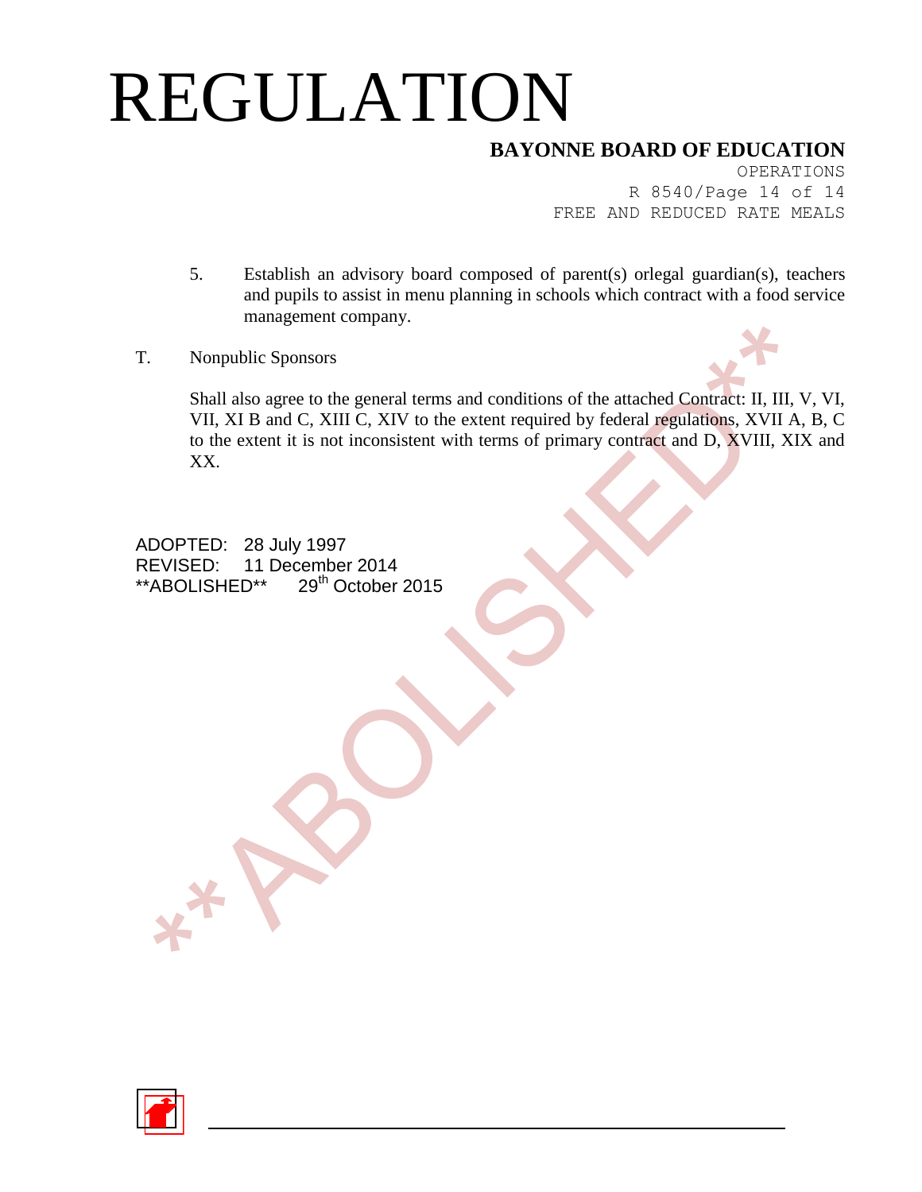5. Establish an advisory board composed of parent(s) orlegal guardian(s), teachers and pupils to assist in menu planning in schools which contract with a food service management company.

T. Nonpublic Sponsors

Shall also agree to the general terms and conditions of the attached Contract: II, III, V, VI, VII, XI B and C, XIII C, XIV to the extent required by federal regulations, XVII A, B, C to the extent it is not inconsistent with terms of primary contract and D, XVIII, XIX and XX.

ADOPTED: 28 July 1997
REVISED: 11 December 2014
**ABOLISHED** 29th October 2015

**ABOLISHED**